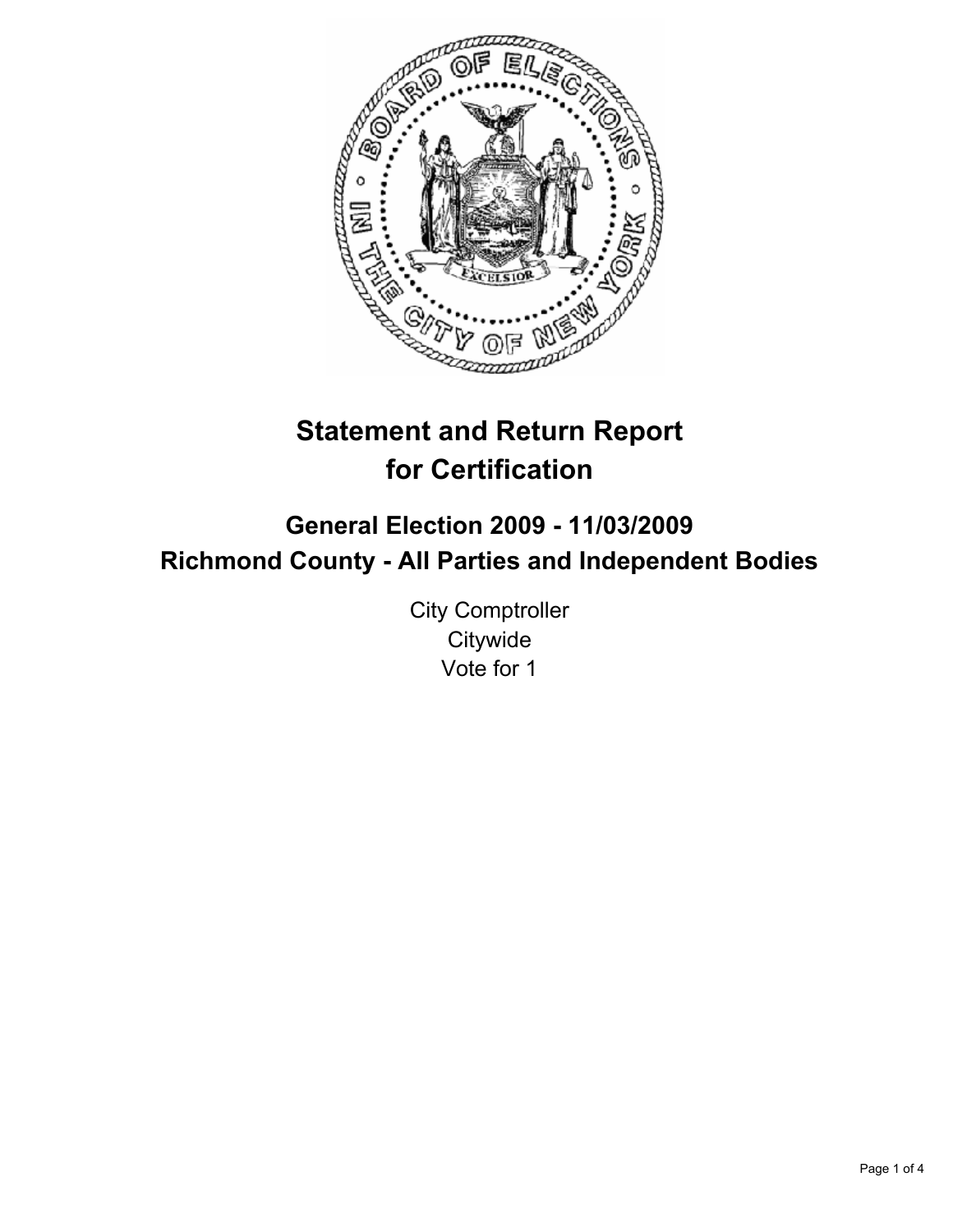# Statement and Return Report for Certification

## General Election 2009 - 11/03/2009
## Richmond County - All Parties and Independent Bodies

City Comptroller
Citywide
Vote for 1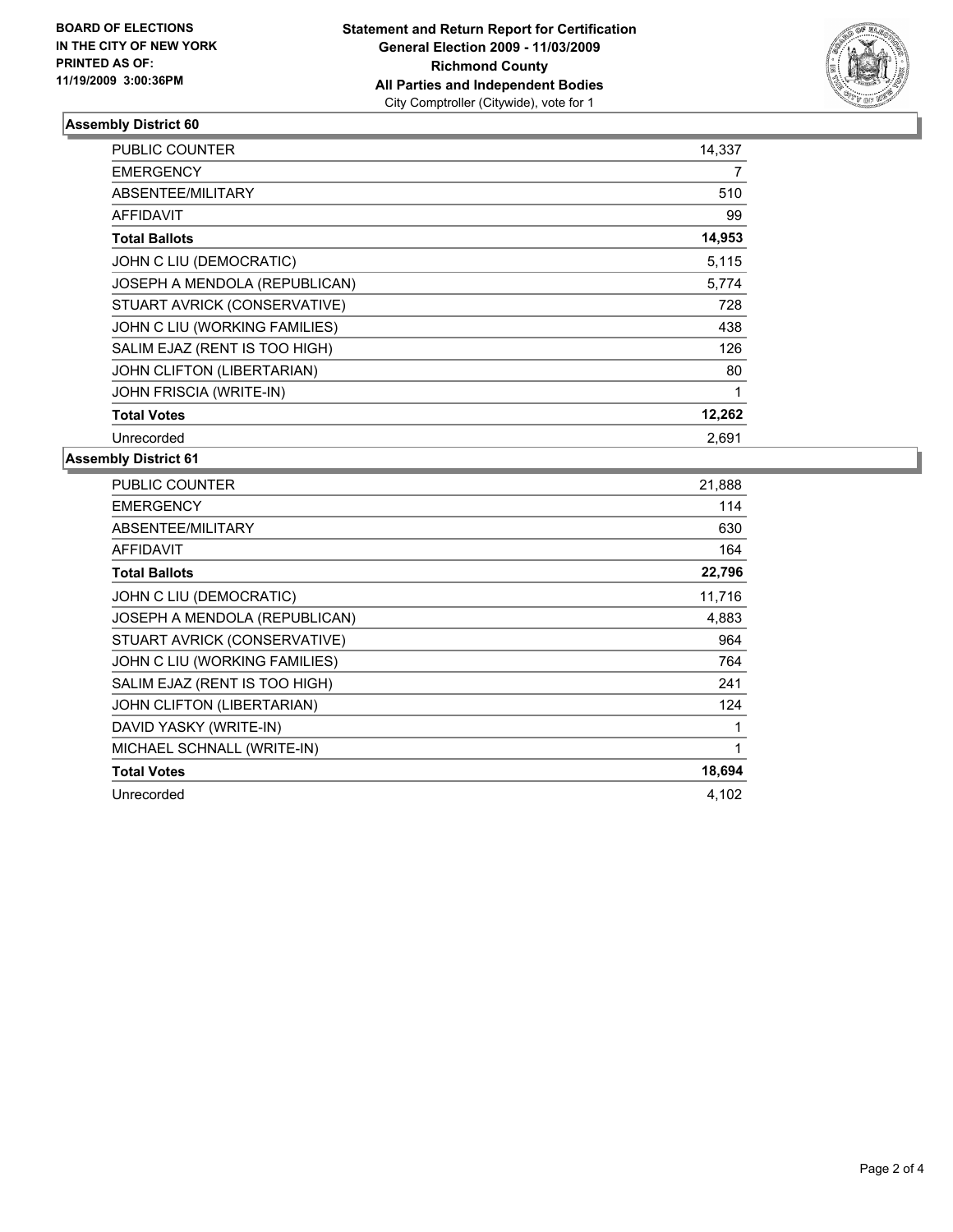**BOARD OF ELECTIONS**
**IN THE CITY OF NEW YORK**
**PRINTED AS OF:**
**11/19/2009 3:00:36PM**

**Statement and Return Report for Certification**
**General Election 2009 - 11/03/2009**
**Richmond County**
**All Parties and Independent Bodies**
City Comptroller (Citywide), vote for 1

### Assembly District 60

| | |
|---|---|
| PUBLIC COUNTER | 14,337 |
| EMERGENCY | 7 |
| ABSENTEE/MILITARY | 510 |
| AFFIDAVIT | 99 |
| **Total Ballots** | **14,953** |
| JOHN C LIU (DEMOCRATIC) | 5,115 |
| JOSEPH A MENDOLA (REPUBLICAN) | 5,774 |
| STUART AVRICK (CONSERVATIVE) | 728 |
| JOHN C LIU (WORKING FAMILIES) | 438 |
| SALIM EJAZ (RENT IS TOO HIGH) | 126 |
| JOHN CLIFTON (LIBERTARIAN) | 80 |
| JOHN FRISCIA (WRITE-IN) | 1 |
| **Total Votes** | **12,262** |
| Unrecorded | 2,691 |

### Assembly District 61

| | |
|---|---|
| PUBLIC COUNTER | 21,888 |
| EMERGENCY | 114 |
| ABSENTEE/MILITARY | 630 |
| AFFIDAVIT | 164 |
| **Total Ballots** | **22,796** |
| JOHN C LIU (DEMOCRATIC) | 11,716 |
| JOSEPH A MENDOLA (REPUBLICAN) | 4,883 |
| STUART AVRICK (CONSERVATIVE) | 964 |
| JOHN C LIU (WORKING FAMILIES) | 764 |
| SALIM EJAZ (RENT IS TOO HIGH) | 241 |
| JOHN CLIFTON (LIBERTARIAN) | 124 |
| DAVID YASKY (WRITE-IN) | 1 |
| MICHAEL SCHNALL (WRITE-IN) | 1 |
| **Total Votes** | **18,694** |
| Unrecorded | 4,102 |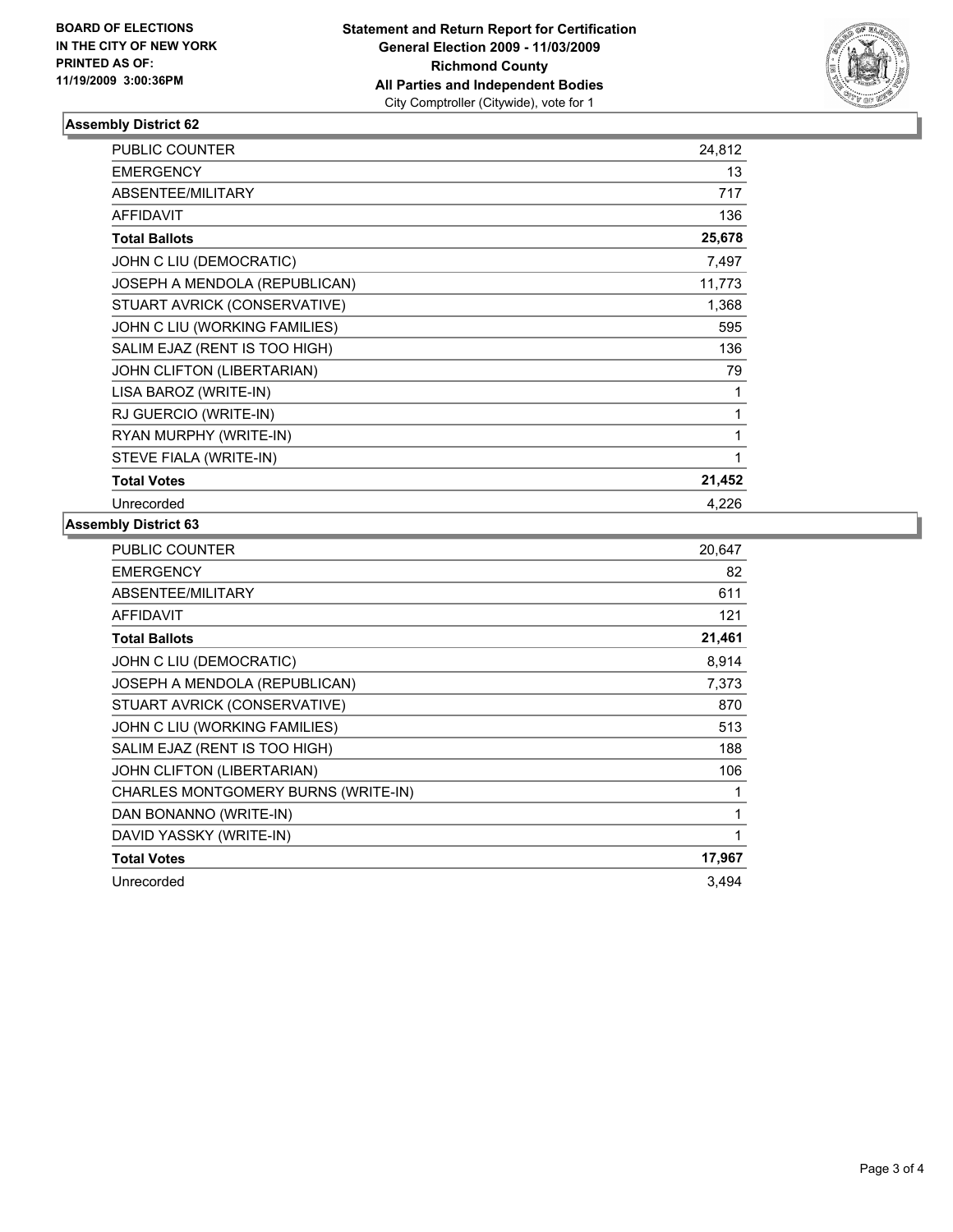**BOARD OF ELECTIONS IN THE CITY OF NEW YORK PRINTED AS OF: 11/19/2009 3:00:36PM**

**Statement and Return Report for Certification General Election 2009 - 11/03/2009 Richmond County All Parties and Independent Bodies**
City Comptroller (Citywide), vote for 1

## Assembly District 62

| | |
|---|---|
| PUBLIC COUNTER | 24,812 |
| EMERGENCY | 13 |
| ABSENTEE/MILITARY | 717 |
| AFFIDAVIT | 136 |
| **Total Ballots** | **25,678** |
| JOHN C LIU (DEMOCRATIC) | 7,497 |
| JOSEPH A MENDOLA (REPUBLICAN) | 11,773 |
| STUART AVRICK (CONSERVATIVE) | 1,368 |
| JOHN C LIU (WORKING FAMILIES) | 595 |
| SALIM EJAZ (RENT IS TOO HIGH) | 136 |
| JOHN CLIFTON (LIBERTARIAN) | 79 |
| LISA BAROZ (WRITE-IN) | 1 |
| RJ GUERCIO (WRITE-IN) | 1 |
| RYAN MURPHY (WRITE-IN) | 1 |
| STEVE FIALA (WRITE-IN) | 1 |
| **Total Votes** | **21,452** |
| Unrecorded | 4,226 |

## Assembly District 63

| | |
|---|---|
| PUBLIC COUNTER | 20,647 |
| EMERGENCY | 82 |
| ABSENTEE/MILITARY | 611 |
| AFFIDAVIT | 121 |
| **Total Ballots** | **21,461** |
| JOHN C LIU (DEMOCRATIC) | 8,914 |
| JOSEPH A MENDOLA (REPUBLICAN) | 7,373 |
| STUART AVRICK (CONSERVATIVE) | 870 |
| JOHN C LIU (WORKING FAMILIES) | 513 |
| SALIM EJAZ (RENT IS TOO HIGH) | 188 |
| JOHN CLIFTON (LIBERTARIAN) | 106 |
| CHARLES MONTGOMERY BURNS (WRITE-IN) | 1 |
| DAN BONANNO (WRITE-IN) | 1 |
| DAVID YASSKY (WRITE-IN) | 1 |
| **Total Votes** | **17,967** |
| Unrecorded | 3,494 |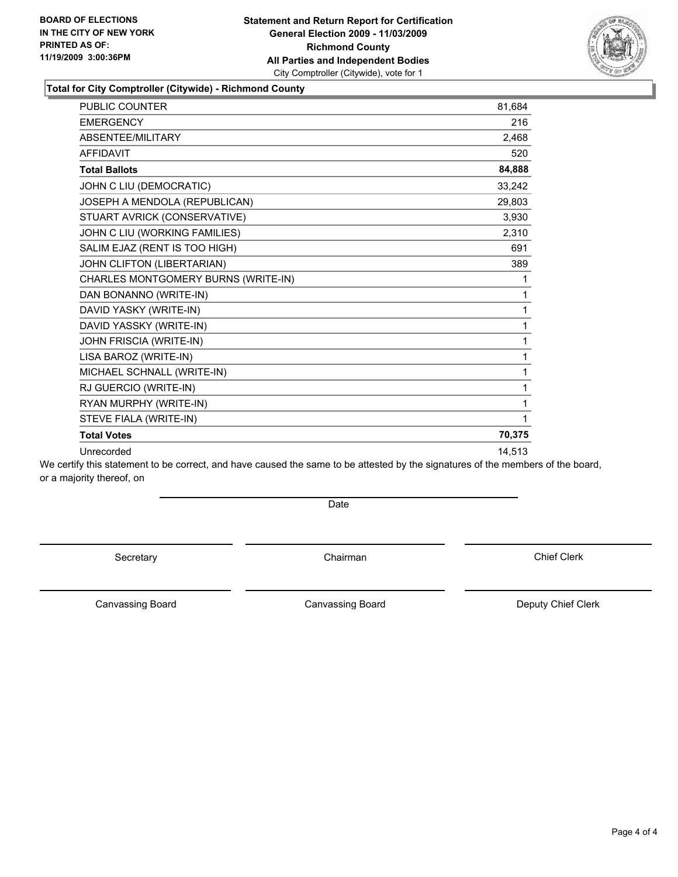**BOARD OF ELECTIONS IN THE CITY OF NEW YORK PRINTED AS OF: 11/19/2009 3:00:36PM**

# Statement and Return Report for Certification
## General Election 2009 - 11/03/2009
## Richmond County
## All Parties and Independent Bodies
City Comptroller (Citywide), vote for 1

### Total for City Comptroller (Citywide) - Richmond County

| | |
|---|---|
| PUBLIC COUNTER | 81,684 |
| EMERGENCY | 216 |
| ABSENTEE/MILITARY | 2,468 |
| AFFIDAVIT | 520 |
| **Total Ballots** | **84,888** |
| JOHN C LIU (DEMOCRATIC) | 33,242 |
| JOSEPH A MENDOLA (REPUBLICAN) | 29,803 |
| STUART AVRICK (CONSERVATIVE) | 3,930 |
| JOHN C LIU (WORKING FAMILIES) | 2,310 |
| SALIM EJAZ (RENT IS TOO HIGH) | 691 |
| JOHN CLIFTON (LIBERTARIAN) | 389 |
| CHARLES MONTGOMERY BURNS (WRITE-IN) | 1 |
| DAN BONANNO (WRITE-IN) | 1 |
| DAVID YASKY (WRITE-IN) | 1 |
| DAVID YASSKY (WRITE-IN) | 1 |
| JOHN FRISCIA (WRITE-IN) | 1 |
| LISA BAROZ (WRITE-IN) | 1 |
| MICHAEL SCHNALL (WRITE-IN) | 1 |
| RJ GUERCIO (WRITE-IN) | 1 |
| RYAN MURPHY (WRITE-IN) | 1 |
| STEVE FIALA (WRITE-IN) | 1 |
| **Total Votes** | **70,375** |
| Unrecorded | 14,513 |

We certify this statement to be correct, and have caused the same to be attested by the signatures of the members of the board, or a majority thereof, on

Date

Secretary | Chairman | Chief Clerk

Canvassing Board | Canvassing Board | Deputy Chief Clerk